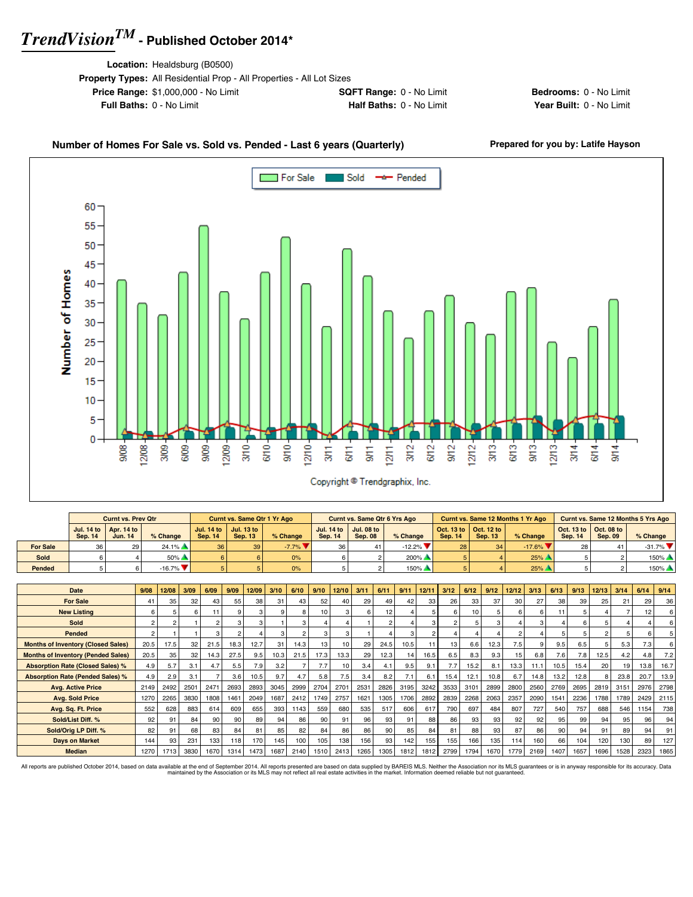# TrendVision™ - Published October 2014*

**Location:** Healdsburg (B0500)

**Property Types:** All Residential Prop - All Properties - All Lot Sizes

**Price Range:** $1,000,000 - No Limit | **SQFT Range:** 0 - No Limit | **Bedrooms:** 0 - No Limit

**Full Baths:** 0 - No Limit | **Half Baths:** 0 - No Limit | **Year Built:** 0 - No Limit

## Number of Homes For Sale vs. Sold vs. Pended - Last 6 years (Quarterly)

**Prepared for you by: Latife Hayson**

Copyright © Trendgraphix, Inc.

| | Curnt vs. Prev Qtr | | | Curnt vs. Same Qtr 1 Yr Ago | | | Curnt vs. Same Qtr 6 Yrs Ago | | | Curnt vs. Same 12 Months 1 Yr Ago | | | Curnt vs. Same 12 Months 5 Yrs Ago | | |
|---|---|---|---|---|---|---|---|---|---|---|---|---|---|---|---|
| | Jul. 14 to Sep. 14 | Apr. 14 to Jun. 14 | % Change | Jul. 14 to Sep. 14 | Jul. 13 to Sep. 13 | % Change | Jul. 14 to Sep. 14 | Jul. 08 to Sep. 08 | % Change | Oct. 13 to Sep. 14 | Oct. 12 to Sep. 13 | % Change | Oct. 13 to Sep. 14 | Oct. 08 to Sep. 09 | % Change |
| For Sale | 36 | 29 | 24.1% | 36 | 39 | -7.7% | 36 | 41 | -12.2% | 28 | 34 | -17.6% | 28 | 41 | -31.7% |
| Sold | 6 | 4 | 50% | 6 | 6 | 0% | 6 | 2 | 200% | 5 | 4 | 25% | 5 | 2 | 150% |
| Pended | 5 | 6 | -16.7% | 5 | 5 | 0% | 5 | 2 | 150% | 5 | 4 | 25% | 5 | 2 | 150% |

| Date | 9/08 | 12/08 | 3/09 | 6/09 | 9/09 | 12/09 | 3/10 | 6/10 | 9/10 | 12/10 | 3/11 | 6/11 | 9/11 | 12/11 | 3/12 | 6/12 | 9/12 | 12/12 | 3/13 | 6/13 | 9/13 | 12/13 | 3/14 | 6/14 | 9/14 |
|---|---|---|---|---|---|---|---|---|---|---|---|---|---|---|---|---|---|---|---|---|---|---|---|---|---|
| For Sale | 41 | 35 | 32 | 43 | 55 | 38 | 31 | 43 | 52 | 40 | 29 | 49 | 42 | 33 | 26 | 33 | 37 | 30 | 27 | 38 | 39 | 25 | 21 | 29 | 36 |
| New Listing | 6 | 5 | 6 | 11 | 9 | 3 | 9 | 8 | 10 | 3 | 6 | 12 | 4 | 5 | 6 | 10 | 5 | 6 | 6 | 11 | 5 | 4 | 7 | 12 | 6 |
| Sold | 2 | 2 | 1 | 2 | 3 | 3 | 1 | 3 | 4 | 4 | 1 | 2 | 4 | 3 | 2 | 5 | 3 | 4 | 3 | 4 | 6 | 5 | 4 | 4 | 6 |
| Pended | 2 | 1 | 1 | 3 | 2 | 4 | 3 | 2 | 3 | 3 | 1 | 4 | 3 | 2 | 4 | 4 | 4 | 2 | 4 | 5 | 5 | 2 | 5 | 6 | 5 |
| Months of Inventory (Closed Sales) | 20.5 | 17.5 | 32 | 21.5 | 18.3 | 12.7 | 31 | 14.3 | 13 | 10 | 29 | 24.5 | 10.5 | 11 | 13 | 6.6 | 12.3 | 7.5 | 9 | 9.5 | 6.5 | 5 | 5.3 | 7.3 | 6 |
| Months of Inventory (Pended Sales) | 20.5 | 35 | 32 | 14.3 | 27.5 | 9.5 | 10.3 | 21.5 | 17.3 | 13.3 | 29 | 12.3 | 14 | 16.5 | 6.5 | 8.3 | 9.3 | 15 | 6.8 | 7.6 | 7.8 | 12.5 | 4.2 | 4.8 | 7.2 |
| Absorption Rate (Closed Sales) % | 4.9 | 5.7 | 3.1 | 4.7 | 5.5 | 7.9 | 3.2 | 7 | 7.7 | 10 | 3.4 | 4.1 | 9.5 | 9.1 | 7.7 | 15.2 | 8.1 | 13.3 | 11.1 | 10.5 | 15.4 | 20 | 19 | 13.8 | 16.7 |
| Absorption Rate (Pended Sales) % | 4.9 | 2.9 | 3.1 | 7 | 3.6 | 10.5 | 9.7 | 4.7 | 5.8 | 7.5 | 3.4 | 8.2 | 7.1 | 6.1 | 15.4 | 12.1 | 10.8 | 6.7 | 14.8 | 13.2 | 12.8 | 8 | 23.8 | 20.7 | 13.9 |
| Avg. Active Price | 2149 | 2492 | 2501 | 2471 | 2693 | 2893 | 3045 | 2999 | 2704 | 2701 | 2531 | 2826 | 3195 | 3242 | 3533 | 3101 | 2899 | 2800 | 2560 | 2769 | 2695 | 2819 | 3151 | 2976 | 2798 |
| Avg. Sold Price | 1270 | 2265 | 3830 | 1808 | 1461 | 2049 | 1687 | 2412 | 1749 | 2757 | 1621 | 1305 | 1706 | 2892 | 2839 | 2268 | 2063 | 2357 | 2090 | 1541 | 2236 | 1788 | 1789 | 2429 | 2115 |
| Avg. Sq. Ft. Price | 552 | 628 | 883 | 614 | 609 | 655 | 393 | 1143 | 559 | 680 | 535 | 517 | 606 | 617 | 790 | 697 | 484 | 807 | 727 | 540 | 757 | 688 | 546 | 1154 | 738 |
| Sold/List Diff. % | 92 | 91 | 84 | 90 | 90 | 89 | 94 | 86 | 90 | 91 | 96 | 93 | 91 | 88 | 86 | 93 | 93 | 92 | 92 | 95 | 99 | 94 | 95 | 96 | 94 |
| Sold/Orig LP Diff. % | 82 | 91 | 68 | 83 | 84 | 81 | 85 | 82 | 84 | 86 | 86 | 90 | 85 | 84 | 81 | 88 | 93 | 87 | 86 | 90 | 94 | 91 | 89 | 94 | 91 |
| Days on Market | 144 | 93 | 231 | 133 | 118 | 170 | 145 | 100 | 105 | 138 | 156 | 93 | 142 | 155 | 155 | 166 | 135 | 114 | 160 | 66 | 104 | 120 | 130 | 89 | 127 |
| Median | 1270 | 1713 | 3830 | 1670 | 1314 | 1473 | 1687 | 2140 | 1510 | 2413 | 1265 | 1305 | 1812 | 1812 | 2799 | 1794 | 1670 | 1779 | 2169 | 1407 | 1657 | 1696 | 1528 | 2323 | 1865 |

All reports are published October 2014, based on data available at the end of September 2014. All reports presented are based on data supplied by BAREIS MLS. Neither the Association nor its MLS guarantees or is in anyway responsible for its accuracy. Data maintained by the Association or its MLS may not reflect all real estate activities in the market. Information deemed reliable but not guaranteed.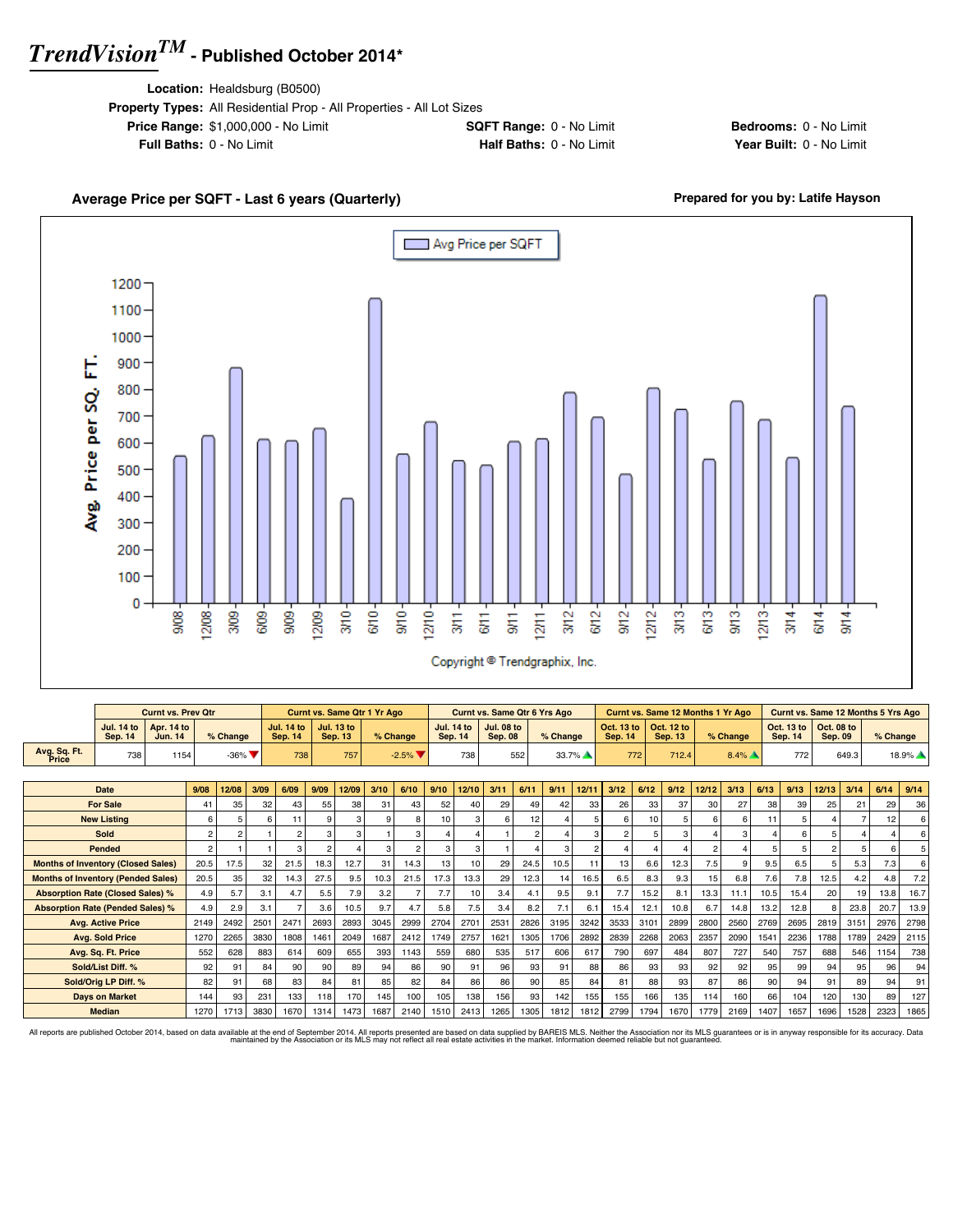# *TrendVision™* - Published October 2014*

**Location:** Healdsburg (B0500)
**Property Types:** All Residential Prop - All Properties - All Lot Sizes
**Price Range:** $1,000,000 - No Limit | **SQFT Range:** 0 - No Limit | **Bedrooms:** 0 - No Limit
**Full Baths:** 0 - No Limit | **Half Baths:** 0 - No Limit | **Year Built:** 0 - No Limit

### Average Price per SQFT - Last 6 years (Quarterly)

**Prepared for you by: Latife Hayson**

Copyright © Trendgraphix, Inc.

| | Curnt vs. Prev Qtr | | | Curnt vs. Same Qtr 1 Yr Ago | | | Curnt vs. Same Qtr 6 Yrs Ago | | | Curnt vs. Same 12 Months 1 Yr Ago | | | Curnt vs. Same 12 Months 5 Yrs Ago | | |
|---|---|---|---|---|---|---|---|---|---|---|---|---|---|---|---|
| | Jul. 14 to Sep. 14 | Apr. 14 to Jun. 14 | % Change | Jul. 14 to Sep. 14 | Jul. 13 to Sep. 13 | % Change | Jul. 14 to Sep. 14 | Jul. 08 to Sep. 08 | % Change | Oct. 13 to Sep. 14 | Oct. 12 to Sep. 13 | % Change | Oct. 13 to Sep. 14 | Oct. 08 to Sep. 09 | % Change |
| Avg. Sq. Ft. Price | 738 | 1154 | -36% ▼ | 738 | 757 | -2.5% ▼ | 738 | 552 | 33.7% ▲ | 772 | 712.4 | 8.4% ▲ | 772 | 649.3 | 18.9% ▲ |

| Date | 9/08 | 12/08 | 3/09 | 6/09 | 9/09 | 12/09 | 3/10 | 6/10 | 9/10 | 12/10 | 3/11 | 6/11 | 9/11 | 12/11 | 3/12 | 6/12 | 9/12 | 12/12 | 3/13 | 6/13 | 9/13 | 12/13 | 3/14 | 6/14 | 9/14 |
|---|---|---|---|---|---|---|---|---|---|---|---|---|---|---|---|---|---|---|---|---|---|---|---|---|---|
| For Sale | 41 | 35 | 32 | 43 | 55 | 38 | 31 | 43 | 52 | 40 | 29 | 49 | 42 | 33 | 26 | 33 | 37 | 30 | 27 | 38 | 39 | 25 | 21 | 29 | 36 |
| New Listing | 6 | 5 | 6 | 11 | 9 | 3 | 9 | 8 | 10 | 3 | 6 | 12 | 4 | 5 | 6 | 10 | 5 | 6 | 6 | 11 | 5 | 4 | 7 | 12 | 6 |
| Sold | 2 | 2 | 1 | 2 | 3 | 3 | 1 | 3 | 4 | 4 | 1 | 2 | 4 | 3 | 2 | 5 | 3 | 4 | 3 | 4 | 6 | 5 | 4 | 4 | 6 |
| Pended | 2 | 1 | 1 | 3 | 2 | 4 | 3 | 2 | 3 | 3 | 1 | 4 | 3 | 2 | 4 | 4 | 4 | 2 | 4 | 5 | 5 | 2 | 5 | 6 | 5 |
| Months of Inventory (Closed Sales) | 20.5 | 17.5 | 32 | 21.5 | 18.3 | 12.7 | 31 | 14.3 | 13 | 10 | 29 | 24.5 | 10.5 | 11 | 13 | 6.6 | 12.3 | 7.5 | 9 | 9.5 | 6.5 | 5 | 5.3 | 7.3 | 6 |
| Months of Inventory (Pended Sales) | 20.5 | 35 | 32 | 14.3 | 27.5 | 9.5 | 10.3 | 21.5 | 17.3 | 13.3 | 29 | 12.3 | 14 | 16.5 | 6.5 | 8.3 | 9.3 | 15 | 6.8 | 7.6 | 7.8 | 12.5 | 4.2 | 4.8 | 7.2 |
| Absorption Rate (Closed Sales) % | 4.9 | 5.7 | 3.1 | 4.7 | 5.5 | 7.9 | 3.2 | 7 | 7.7 | 10 | 3.4 | 4.1 | 9.5 | 9.1 | 7.7 | 15.2 | 8.1 | 13.3 | 11.1 | 10.5 | 15.4 | 20 | 19 | 13.8 | 16.7 |
| Absorption Rate (Pended Sales) % | 4.9 | 2.9 | 3.1 | 7 | 3.6 | 10.5 | 9.7 | 4.7 | 5.8 | 7.5 | 3.4 | 8.2 | 7.1 | 6.1 | 15.4 | 12.1 | 10.8 | 6.7 | 14.8 | 13.2 | 12.8 | 8 | 23.8 | 20.7 | 13.9 |
| Avg. Active Price | 2149 | 2492 | 2501 | 2471 | 2693 | 2893 | 3045 | 2999 | 2704 | 2701 | 2531 | 2826 | 3195 | 3242 | 3533 | 3101 | 2899 | 2800 | 2560 | 2769 | 2695 | 2819 | 3151 | 2976 | 2798 |
| Avg. Sold Price | 1270 | 2265 | 3830 | 1808 | 1461 | 2049 | 1687 | 2412 | 1749 | 2757 | 1621 | 1305 | 1706 | 2892 | 2839 | 2268 | 2063 | 2357 | 2090 | 1541 | 2236 | 1788 | 1789 | 2429 | 2115 |
| Avg. Sq. Ft. Price | 552 | 628 | 883 | 614 | 609 | 655 | 393 | 1143 | 559 | 680 | 535 | 517 | 606 | 617 | 790 | 697 | 484 | 807 | 727 | 540 | 757 | 688 | 546 | 1154 | 738 |
| Sold/List Diff. % | 92 | 91 | 84 | 90 | 90 | 89 | 94 | 86 | 90 | 91 | 96 | 93 | 91 | 88 | 86 | 93 | 93 | 92 | 92 | 95 | 99 | 94 | 95 | 96 | 94 |
| Sold/Orig LP Diff. % | 82 | 91 | 68 | 83 | 84 | 81 | 85 | 82 | 84 | 86 | 86 | 90 | 85 | 84 | 81 | 88 | 93 | 87 | 86 | 90 | 94 | 91 | 89 | 94 | 91 |
| Days on Market | 144 | 93 | 231 | 133 | 118 | 170 | 145 | 100 | 105 | 138 | 156 | 93 | 142 | 155 | 155 | 166 | 135 | 114 | 160 | 66 | 104 | 120 | 130 | 89 | 127 |
| Median | 1270 | 1713 | 3830 | 1670 | 1314 | 1473 | 1687 | 2140 | 1510 | 2413 | 1265 | 1305 | 1812 | 1812 | 2799 | 1794 | 1670 | 1779 | 2169 | 1407 | 1657 | 1696 | 1528 | 2323 | 1865 |

All reports are published October 2014, based on data available at the end of September 2014. All reports presented are based on data supplied by BAREIS MLS. Neither the Association nor its MLS guarantees or is in anyway responsible for its accuracy. Data maintained by the Association or its MLS may not reflect all real estate activities in the market. Information deemed reliable but not guaranteed.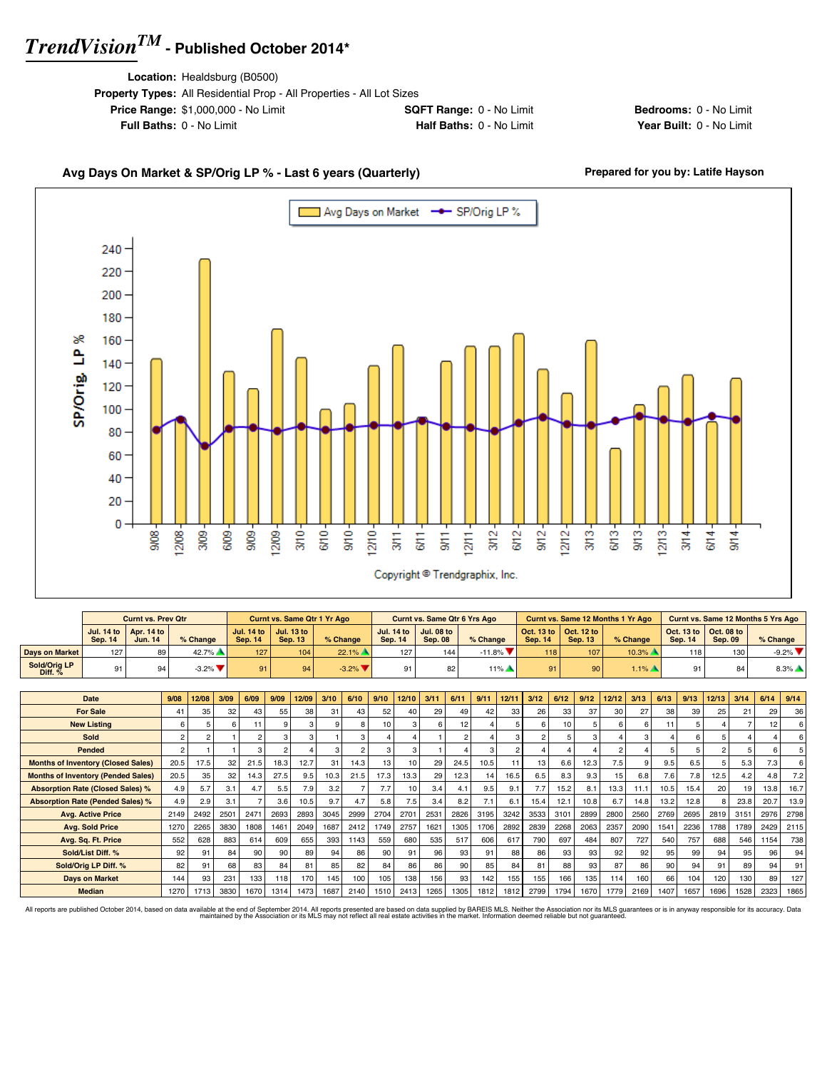# *TrendVision™* - Published October 2014*

**Location:** Healdsburg (B0500)
**Property Types:** All Residential Prop - All Properties - All Lot Sizes
**Price Range:** $1,000,000 - No Limit
**SQFT Range:** 0 - No Limit
**Bedrooms:** 0 - No Limit
**Full Baths:** 0 - No Limit
**Half Baths:** 0 - No Limit
**Year Built:** 0 - No Limit

## Avg Days On Market & SP/Orig LP % - Last 6 years (Quarterly)

**Prepared for you by: Latife Hayson**

Copyright © Trendgraphix, Inc.

| | Curnt vs. Prev Qtr | | | Curnt vs. Same Qtr 1 Yr Ago | | | Curnt vs. Same Qtr 6 Yrs Ago | | | Curnt vs. Same 12 Months 1 Yr Ago | | | Curnt vs. Same 12 Months 5 Yrs Ago | | |
|---|---|---|---|---|---|---|---|---|---|---|---|---|---|---|---|
| | Jul. 14 to Sep. 14 | Apr. 14 to Jun. 14 | % Change | Jul. 14 to Sep. 14 | Jul. 13 to Sep. 13 | % Change | Jul. 14 to Sep. 14 | Jul. 08 to Sep. 08 | % Change | Oct. 13 to Sep. 14 | Oct. 12 to Sep. 13 | % Change | Oct. 13 to Sep. 14 | Oct. 08 to Sep. 09 | % Change |
| Days on Market | 127 | 89 | 42.7% ▲ | 127 | 104 | 22.1% ▲ | 127 | 144 | -11.8% ▼ | 118 | 107 | 10.3% ▲ | 118 | 130 | -9.2% ▼ |
| Sold/Orig LP Diff. % | 91 | 94 | -3.2% ▼ | 91 | 94 | -3.2% ▼ | 91 | 82 | 11% ▲ | 91 | 90 | 1.1% ▲ | 91 | 84 | 8.3% ▲ |

| Date | 9/08 | 12/08 | 3/09 | 6/09 | 9/09 | 12/09 | 3/10 | 6/10 | 9/10 | 12/10 | 3/11 | 6/11 | 9/11 | 12/11 | 3/12 | 6/12 | 9/12 | 12/12 | 3/13 | 6/13 | 9/13 | 12/13 | 3/14 | 6/14 | 9/14 |
|---|---|---|---|---|---|---|---|---|---|---|---|---|---|---|---|---|---|---|---|---|---|---|---|---|---|
| For Sale | 41 | 35 | 32 | 43 | 55 | 38 | 31 | 43 | 52 | 40 | 29 | 49 | 42 | 33 | 26 | 33 | 37 | 30 | 27 | 38 | 39 | 25 | 21 | 29 | 36 |
| New Listing | 6 | 5 | 6 | 11 | 9 | 3 | 9 | 8 | 10 | 3 | 6 | 12 | 4 | 5 | 6 | 10 | 5 | 6 | 6 | 11 | 5 | 4 | 7 | 12 | 6 |
| Sold | 2 | 2 | 1 | 2 | 3 | 3 | 1 | 3 | 4 | 4 | 1 | 2 | 4 | 3 | 2 | 5 | 3 | 4 | 3 | 4 | 6 | 5 | 4 | 4 | 6 |
| Pended | 2 | 1 | 1 | 3 | 2 | 4 | 3 | 2 | 3 | 3 | 1 | 4 | 3 | 2 | 4 | 4 | 4 | 2 | 4 | 5 | 5 | 2 | 5 | 6 | 5 |
| Months of Inventory (Closed Sales) | 20.5 | 17.5 | 32 | 21.5 | 18.3 | 12.7 | 31 | 14.3 | 13 | 10 | 29 | 24.5 | 10.5 | 11 | 13 | 6.6 | 12.3 | 7.5 | 9 | 9.5 | 6.5 | 5 | 5.3 | 7.3 | 6 |
| Months of Inventory (Pended Sales) | 20.5 | 35 | 32 | 14.3 | 27.5 | 9.5 | 10.3 | 21.5 | 17.3 | 13.3 | 29 | 12.3 | 14 | 16.5 | 6.5 | 8.3 | 9.3 | 15 | 6.8 | 7.6 | 7.8 | 12.5 | 4.2 | 4.8 | 7.2 |
| Absorption Rate (Closed Sales) % | 4.9 | 5.7 | 3.1 | 4.7 | 5.5 | 7.9 | 3.2 | 7 | 7.7 | 10 | 3.4 | 4.1 | 9.5 | 9.1 | 7.7 | 15.2 | 8.1 | 13.3 | 11.1 | 10.5 | 15.4 | 20 | 19 | 13.8 | 16.7 |
| Absorption Rate (Pended Sales) % | 4.9 | 2.9 | 3.1 | 7 | 3.6 | 10.5 | 9.7 | 4.7 | 5.8 | 7.5 | 3.4 | 8.2 | 7.1 | 6.1 | 15.4 | 12.1 | 10.8 | 6.7 | 14.8 | 13.2 | 12.8 | 8 | 23.8 | 20.7 | 13.9 |
| Avg. Active Price | 2149 | 2492 | 2501 | 2471 | 2693 | 2893 | 3045 | 2999 | 2704 | 2701 | 2531 | 2826 | 3195 | 3242 | 3533 | 3101 | 2899 | 2800 | 2560 | 2769 | 2695 | 2819 | 3151 | 2976 | 2798 |
| Avg. Sold Price | 1270 | 2265 | 3830 | 1808 | 1461 | 2049 | 1687 | 2412 | 1749 | 2757 | 1621 | 1305 | 1706 | 2892 | 2839 | 2268 | 2063 | 2357 | 2090 | 1541 | 2236 | 1788 | 1789 | 2429 | 2115 |
| Avg. Sq. Ft. Price | 552 | 628 | 883 | 614 | 609 | 655 | 393 | 1143 | 559 | 680 | 535 | 517 | 606 | 617 | 790 | 697 | 484 | 807 | 727 | 540 | 757 | 688 | 546 | 1154 | 738 |
| Sold/List Diff. % | 92 | 91 | 84 | 90 | 90 | 89 | 94 | 86 | 90 | 91 | 96 | 93 | 91 | 88 | 86 | 93 | 93 | 92 | 92 | 95 | 99 | 94 | 95 | 96 | 94 |
| Sold/Orig LP Diff. % | 82 | 91 | 68 | 83 | 84 | 81 | 85 | 82 | 84 | 86 | 86 | 90 | 85 | 84 | 81 | 88 | 93 | 87 | 86 | 90 | 94 | 91 | 89 | 94 | 91 |
| Days on Market | 144 | 93 | 231 | 133 | 118 | 170 | 145 | 100 | 105 | 138 | 156 | 93 | 142 | 155 | 155 | 166 | 135 | 114 | 160 | 66 | 104 | 120 | 130 | 89 | 127 |
| Median | 1270 | 1713 | 3830 | 1670 | 1314 | 1473 | 1687 | 2140 | 1510 | 2413 | 1265 | 1305 | 1812 | 1812 | 2799 | 1794 | 1670 | 1779 | 2169 | 1407 | 1657 | 1696 | 1528 | 2323 | 1865 |

All reports are published October 2014, based on data available at the end of September 2014. All reports presented are based on data supplied by BAREIS MLS. Neither the Association nor its MLS guarantees or is in anyway responsible for its accuracy. Data maintained by the Association or its MLS may not reflect all real estate activities in the market. Information deemed reliable but not guaranteed.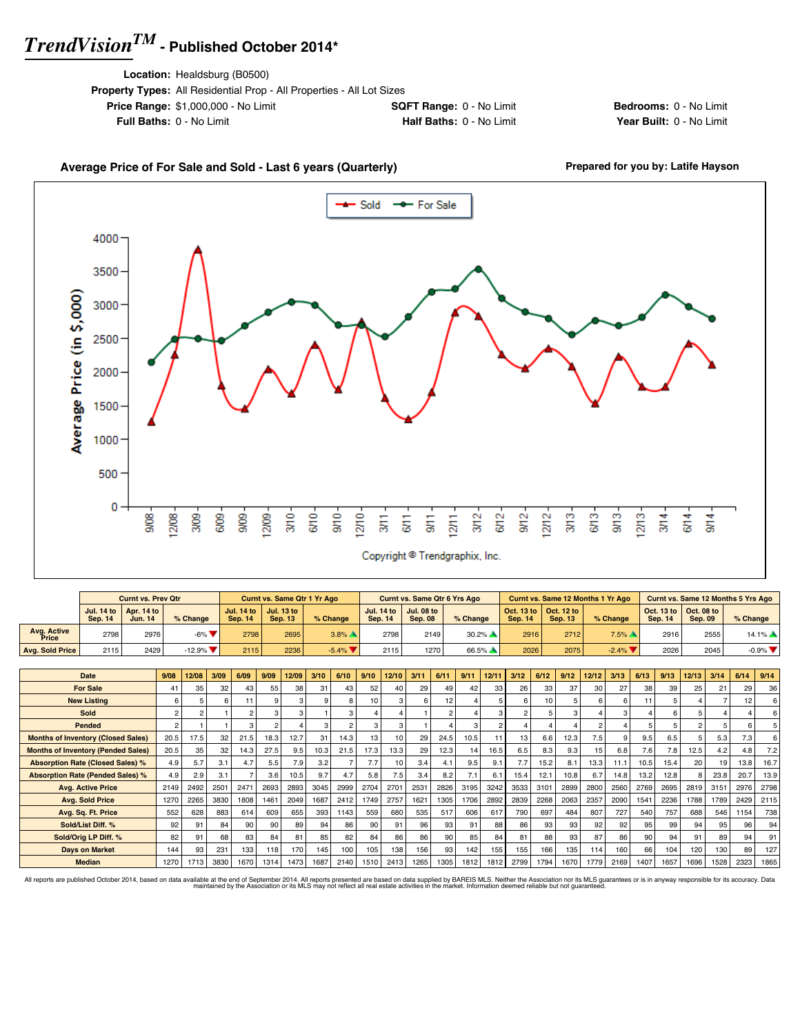# *TrendVision*TM - Published October 2014*

**Location:** Healdsburg (B0500)
**Property Types:** All Residential Prop - All Properties - All Lot Sizes
**Price Range:** $1,000,000 - No Limit | **SQFT Range:** 0 - No Limit | **Bedrooms:** 0 - No Limit
**Full Baths:** 0 - No Limit | **Half Baths:** 0 - No Limit | **Year Built:** 0 - No Limit

**Average Price of For Sale and Sold - Last 6 years (Quarterly)**

**Prepared for you by: Latife Hayson**

Copyright © Trendgraphix, Inc.

| | Curnt vs. Prev Qtr | | | Curnt vs. Same Qtr 1 Yr Ago | | | Curnt vs. Same Qtr 6 Yrs Ago | | | Curnt vs. Same 12 Months 1 Yr Ago | | | Curnt vs. Same 12 Months 5 Yrs Ago | | |
|---|---|---|---|---|---|---|---|---|---|---|---|---|---|---|---|
| | Jul. 14 to Sep. 14 | Apr. 14 to Jun. 14 | % Change | Jul. 14 to Sep. 14 | Jul. 13 to Sep. 13 | % Change | Jul. 14 to Sep. 14 | Jul. 08 to Sep. 08 | % Change | Oct. 13 to Sep. 14 | Oct. 12 to Sep. 13 | % Change | Oct. 13 to Sep. 14 | Oct. 08 to Sep. 09 | % Change |
| Avg. Active Price | 2798 | 2976 | -6% ▼ | 2798 | 2695 | 3.8% ▲ | 2798 | 2149 | 30.2% ▲ | 2916 | 2712 | 7.5% ▲ | 2916 | 2555 | 14.1% ▲ |
| Avg. Sold Price | 2115 | 2429 | -12.9% ▼ | 2115 | 2236 | -5.4% ▼ | 2115 | 1270 | 66.5% ▲ | 2026 | 2075 | -2.4% ▼ | 2026 | 2045 | -0.9% ▼ |

| Date | 9/08 | 12/08 | 3/09 | 6/09 | 9/09 | 12/09 | 3/10 | 6/10 | 9/10 | 12/10 | 3/11 | 6/11 | 9/11 | 12/11 | 3/12 | 6/12 | 9/12 | 12/12 | 3/13 | 6/13 | 9/13 | 12/13 | 3/14 | 6/14 | 9/14 |
|---|---|---|---|---|---|---|---|---|---|---|---|---|---|---|---|---|---|---|---|---|---|---|---|---|---|
| For Sale | 41 | 35 | 32 | 43 | 55 | 38 | 31 | 43 | 52 | 40 | 29 | 49 | 42 | 33 | 26 | 33 | 37 | 30 | 27 | 38 | 39 | 25 | 21 | 29 | 36 |
| New Listing | 6 | 5 | 6 | 11 | 9 | 3 | 9 | 8 | 10 | 3 | 6 | 12 | 4 | 5 | 6 | 10 | 5 | 6 | 6 | 11 | 5 | 4 | 7 | 12 | 6 |
| Sold | 2 | 2 | 1 | 2 | 3 | 3 | 1 | 3 | 4 | 4 | 1 | 2 | 4 | 3 | 2 | 5 | 3 | 4 | 3 | 4 | 6 | 5 | 4 | 4 | 6 |
| Pended | 2 | 1 | 1 | 3 | 2 | 4 | 3 | 2 | 3 | 3 | 1 | 4 | 3 | 2 | 4 | 4 | 4 | 2 | 4 | 5 | 5 | 2 | 5 | 6 | 5 |
| Months of Inventory (Closed Sales) | 20.5 | 17.5 | 32 | 21.5 | 18.3 | 12.7 | 31 | 14.3 | 13 | 10 | 29 | 24.5 | 10.5 | 11 | 13 | 6.6 | 12.3 | 7.5 | 9 | 9.5 | 6.5 | 5 | 5.3 | 7.3 | 6 |
| Months of Inventory (Pended Sales) | 20.5 | 35 | 32 | 14.3 | 27.5 | 9.5 | 10.3 | 21.5 | 17.3 | 13.3 | 29 | 12.3 | 14 | 16.5 | 6.5 | 8.3 | 9.3 | 15 | 6.8 | 7.6 | 7.8 | 12.5 | 4.2 | 4.8 | 7.2 |
| Absorption Rate (Closed Sales) % | 4.9 | 5.7 | 3.1 | 4.7 | 5.5 | 7.9 | 3.2 | 7 | 7.7 | 10 | 3.4 | 4.1 | 9.5 | 9.1 | 7.7 | 15.2 | 8.1 | 13.3 | 11.1 | 10.5 | 15.4 | 20 | 19 | 13.8 | 16.7 |
| Absorption Rate (Pended Sales) % | 4.9 | 2.9 | 3.1 | 7 | 3.6 | 10.5 | 9.7 | 4.7 | 5.8 | 7.5 | 3.4 | 8.2 | 7.1 | 6.1 | 15.4 | 12.1 | 10.8 | 6.7 | 14.8 | 13.2 | 12.8 | 8 | 23.8 | 20.7 | 13.9 |
| Avg. Active Price | 2149 | 2492 | 2501 | 2471 | 2693 | 2893 | 3045 | 2999 | 2704 | 2701 | 2531 | 2826 | 3195 | 3242 | 3533 | 3101 | 2899 | 2800 | 2560 | 2769 | 2695 | 2819 | 3151 | 2976 | 2798 |
| Avg. Sold Price | 1270 | 2265 | 3830 | 1808 | 1461 | 2049 | 1687 | 2412 | 1749 | 2757 | 1621 | 1305 | 1706 | 2892 | 2839 | 2268 | 2063 | 2357 | 2090 | 1541 | 2236 | 1788 | 1789 | 2429 | 2115 |
| Avg. Sq. Ft. Price | 552 | 628 | 883 | 614 | 609 | 655 | 393 | 1143 | 559 | 680 | 535 | 517 | 606 | 617 | 790 | 697 | 484 | 807 | 727 | 540 | 757 | 688 | 546 | 1154 | 738 |
| Sold/List Diff. % | 92 | 91 | 84 | 90 | 90 | 89 | 94 | 86 | 90 | 91 | 96 | 93 | 91 | 88 | 86 | 93 | 93 | 92 | 92 | 95 | 99 | 94 | 95 | 96 | 94 |
| Sold/Orig LP Diff. % | 82 | 91 | 68 | 83 | 84 | 81 | 85 | 82 | 84 | 86 | 86 | 90 | 85 | 84 | 81 | 88 | 93 | 87 | 86 | 90 | 94 | 91 | 89 | 94 | 91 |
| Days on Market | 144 | 93 | 231 | 133 | 118 | 170 | 145 | 100 | 105 | 138 | 156 | 93 | 142 | 155 | 155 | 166 | 135 | 114 | 160 | 66 | 104 | 120 | 130 | 89 | 127 |
| Median | 1270 | 1713 | 3830 | 1670 | 1314 | 1473 | 1687 | 2140 | 1510 | 2413 | 1265 | 1305 | 1812 | 1812 | 2799 | 1794 | 1670 | 1779 | 2169 | 1407 | 1657 | 1696 | 1528 | 2323 | 1865 |

All reports are published October 2014, based on data available at the end of September 2014. All reports presented are based on data supplied by BAREIS MLS. Neither the Association nor its MLS guarantees or is in anyway responsible for its accuracy. Data maintained by the Association or its MLS may not reflect all real estate activities in the market. Information deemed reliable but not guaranteed.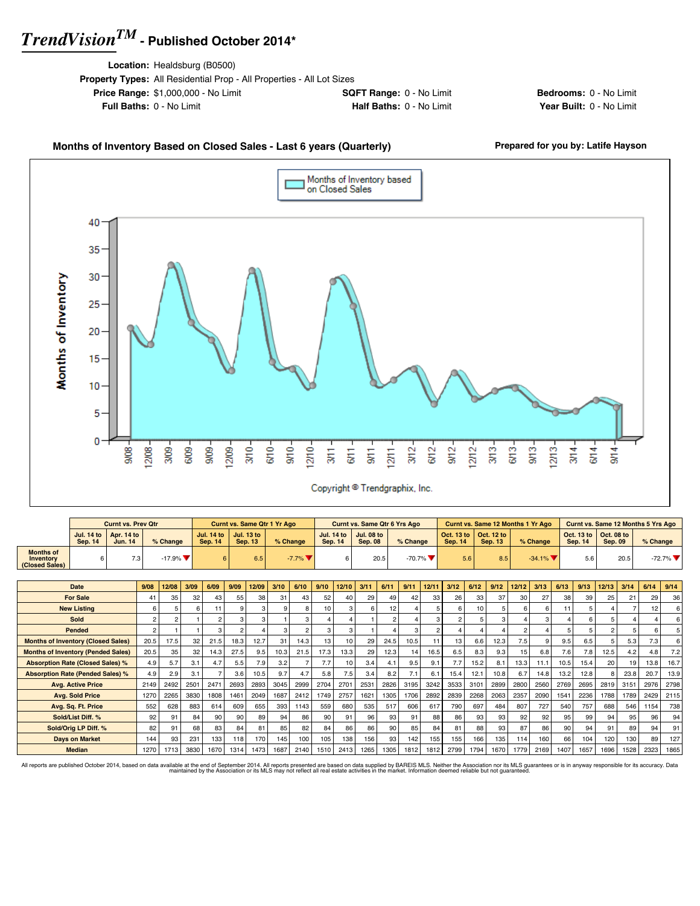# *TrendVision*[TM] - Published October 2014*

**Location:** Healdsburg (B0500)
**Property Types:** All Residential Prop - All Properties - All Lot Sizes
**Price Range:** $1,000,000 - No Limit
**SQFT Range:** 0 - No Limit
**Bedrooms:** 0 - No Limit
**Full Baths:** 0 - No Limit
**Half Baths:** 0 - No Limit
**Year Built:** 0 - No Limit

**Months of Inventory Based on Closed Sales - Last 6 years (Quarterly)**

**Prepared for you by: Latife Hayson**

Months of Inventory based on Closed Sales

Months of Inventory

40
35
30
25
20
15
10
5
0

9/08 12/08 3/09 6/09 9/09 12/09 3/10 6/10 9/10 12/10 3/11 6/11 9/11 12/11 3/12 6/12 9/12 12/12 3/13 6/13 9/13 12/13 3/14 6/14 9/14

Copyright © Trendgraphix, Inc.

| | Curnt vs. Prev Qtr | | | Curnt vs. Same Qtr 1 Yr Ago | | | Curnt vs. Same Qtr 6 Yrs Ago | | | Curnt vs. Same 12 Months 1 Yr Ago | | | Curnt vs. Same 12 Months 5 Yrs Ago | | |
|---|---|---|---|---|---|---|---|---|---|---|---|---|---|---|---|
| | Jul. 14 to Sep. 14 | Apr. 14 to Jun. 14 | % Change | Jul. 14 to Sep. 14 | Jul. 13 to Sep. 13 | % Change | Jul. 14 to Sep. 14 | Jul. 08 to Sep. 08 | % Change | Oct. 13 to Sep. 14 | Oct. 12 to Sep. 13 | % Change | Oct. 13 to Sep. 14 | Oct. 08 to Sep. 09 | % Change |
| Months of Inventory (Closed Sales) | 6 | 7.3 | -17.9% | 6 | 6.5 | -7.7% | 6 | 20.5 | -70.7% | 5.6 | 8.5 | -34.1% | 5.6 | 20.5 | -72.7% |

| Date | 9/08 | 12/08 | 3/09 | 6/09 | 9/09 | 12/09 | 3/10 | 6/10 | 9/10 | 12/10 | 3/11 | 6/11 | 9/11 | 12/11 | 3/12 | 6/12 | 9/12 | 12/12 | 3/13 | 6/13 | 9/13 | 12/13 | 3/14 | 6/14 | 9/14 |
|---|---|---|---|---|---|---|---|---|---|---|---|---|---|---|---|---|---|---|---|---|---|---|---|---|---|
| For Sale | 41 | 35 | 32 | 43 | 55 | 38 | 31 | 43 | 52 | 40 | 29 | 49 | 42 | 33 | 26 | 33 | 37 | 30 | 27 | 38 | 39 | 25 | 21 | 29 | 36 |
| New Listing | 6 | 5 | 6 | 11 | 9 | 3 | 9 | 8 | 10 | 3 | 6 | 12 | 4 | 5 | 6 | 10 | 5 | 6 | 6 | 11 | 5 | 4 | 7 | 12 | 6 |
| Sold | 2 | 2 | 1 | 2 | 3 | 3 | 1 | 3 | 4 | 4 | 1 | 2 | 4 | 3 | 2 | 5 | 3 | 4 | 3 | 4 | 6 | 5 | 4 | 4 | 6 |
| Pended | 2 | 1 | 1 | 3 | 2 | 4 | 3 | 2 | 3 | 3 | 1 | 4 | 3 | 2 | 4 | 4 | 4 | 2 | 4 | 5 | 5 | 2 | 5 | 6 | 5 |
| Months of Inventory (Closed Sales) | 20.5 | 17.5 | 32 | 21.5 | 18.3 | 12.7 | 31 | 14.3 | 13 | 10 | 29 | 24.5 | 10.5 | 11 | 13 | 6.6 | 12.3 | 7.5 | 9 | 9.5 | 6.5 | 5 | 5.3 | 7.3 | 6 |
| Months of Inventory (Pended Sales) | 20.5 | 35 | 32 | 14.3 | 27.5 | 9.5 | 10.3 | 21.5 | 17.3 | 13.3 | 29 | 12.3 | 14 | 16.5 | 6.5 | 8.3 | 9.3 | 15 | 6.8 | 7.6 | 7.8 | 12.5 | 4.2 | 4.8 | 7.2 |
| Absorption Rate (Closed Sales) % | 4.9 | 5.7 | 3.1 | 4.7 | 5.5 | 7.9 | 3.2 | 7 | 7.7 | 10 | 3.4 | 4.1 | 9.5 | 9.1 | 7.7 | 15.2 | 8.1 | 13.3 | 11.1 | 10.5 | 15.4 | 20 | 19 | 13.8 | 16.7 |
| Absorption Rate (Pended Sales) % | 4.9 | 2.9 | 3.1 | 7 | 3.6 | 10.5 | 9.7 | 4.7 | 5.8 | 7.5 | 3.4 | 8.2 | 7.1 | 6.1 | 15.4 | 12.1 | 10.8 | 6.7 | 14.8 | 13.2 | 12.8 | 8 | 23.8 | 20.7 | 13.9 |
| Avg. Active Price | 2149 | 2492 | 2501 | 2471 | 2693 | 2893 | 3045 | 2999 | 2704 | 2701 | 2531 | 2826 | 3195 | 3242 | 3533 | 3101 | 2899 | 2800 | 2560 | 2769 | 2695 | 2819 | 3151 | 2976 | 2798 |
| Avg. Sold Price | 1270 | 2265 | 3830 | 1808 | 1461 | 2049 | 1687 | 2412 | 1749 | 2757 | 1621 | 1305 | 1706 | 2892 | 2839 | 2268 | 2063 | 2357 | 2090 | 1541 | 2236 | 1788 | 1789 | 2429 | 2115 |
| Avg. Sq. Ft. Price | 552 | 628 | 883 | 614 | 609 | 655 | 393 | 1143 | 559 | 680 | 535 | 517 | 606 | 617 | 790 | 697 | 484 | 807 | 727 | 540 | 757 | 688 | 546 | 1154 | 738 |
| Sold/List Diff. % | 92 | 91 | 84 | 90 | 90 | 89 | 94 | 86 | 90 | 91 | 96 | 93 | 91 | 88 | 86 | 93 | 93 | 92 | 92 | 95 | 99 | 94 | 95 | 96 | 94 |
| Sold/Orig LP Diff. % | 82 | 91 | 68 | 83 | 84 | 81 | 85 | 82 | 84 | 86 | 86 | 90 | 85 | 84 | 81 | 88 | 93 | 87 | 86 | 90 | 94 | 91 | 89 | 94 | 91 |
| Days on Market | 144 | 93 | 231 | 133 | 118 | 170 | 145 | 100 | 105 | 138 | 156 | 93 | 142 | 155 | 155 | 166 | 135 | 114 | 160 | 66 | 104 | 120 | 130 | 89 | 127 |
| Median | 1270 | 1713 | 3830 | 1670 | 1314 | 1473 | 1687 | 2140 | 1510 | 2413 | 1265 | 1305 | 1812 | 1812 | 2799 | 1794 | 1670 | 1779 | 2169 | 1407 | 1657 | 1696 | 1528 | 2323 | 1865 |

All reports are published October 2014, based on data available at the end of September 2014. All reports presented are based on data supplied by BAREIS MLS. Neither the Association nor its MLS guarantees or is in anyway responsible for its accuracy. Data maintained by the Association or its MLS may not reflect all real estate activities in the market. Information deemed reliable but not guaranteed.